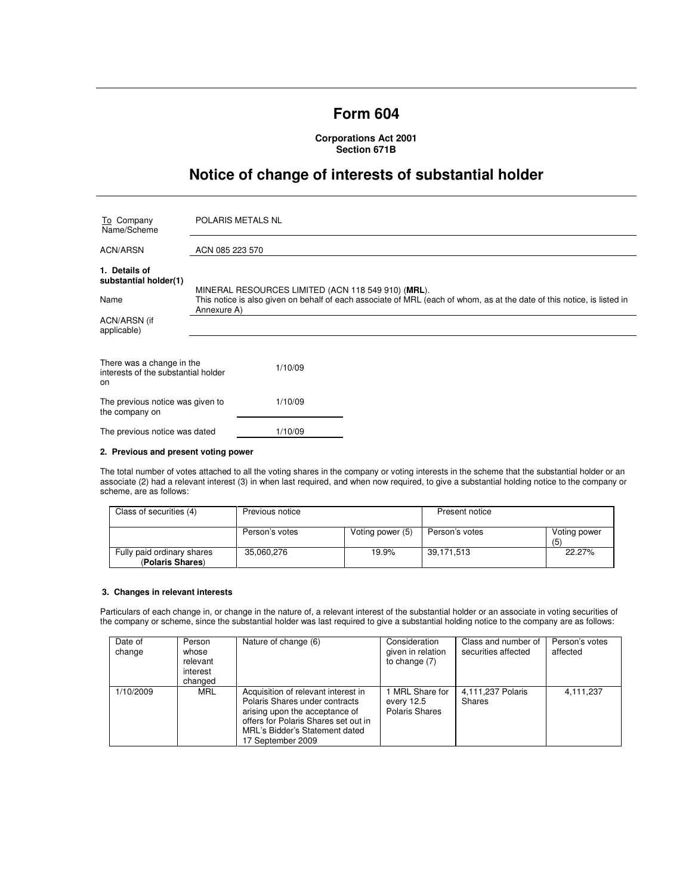# Form 604

**Corporations Act 2001**
**Section 671B**

## Notice of change of interests of substantial holder

| | |
|---|---|
| To Company Name/Scheme | POLARIS METALS NL |
| ACN/ARSN | ACN 085 223 570 |

**1. Details of substantial holder(1)**

| | |
|---|---|
| Name | MINERAL RESOURCES LIMITED (ACN 118 549 910) (**MRL**). This notice is also given on behalf of each associate of MRL (each of whom, as at the date of this notice, is listed in Annexure A) |
| ACN/ARSN (if applicable) | |

| | |
|---|---|
| There was a change in the interests of the substantial holder on | 1/10/09 |
| The previous notice was given to the company on | 1/10/09 |
| The previous notice was dated | 1/10/09 |

**2. Previous and present voting power**

The total number of votes attached to all the voting shares in the company or voting interests in the scheme that the substantial holder or an associate (2) had a relevant interest (3) in when last required, and when now required, to give a substantial holding notice to the company or scheme, are as follows:

| Class of securities (4) | Previous notice | | Present notice | |
|---|---|---|---|---|
| | Person's votes | Voting power (5) | Person's votes | Voting power (5) |
| Fully paid ordinary shares (**Polaris Shares**) | 35,060,276 | 19.9% | 39,171,513 | 22.27% |

**3. Changes in relevant interests**

Particulars of each change in, or change in the nature of, a relevant interest of the substantial holder or an associate in voting securities of the company or scheme, since the substantial holder was last required to give a substantial holding notice to the company are as follows:

| Date of change | Person whose relevant interest changed | Nature of change (6) | Consideration given in relation to change (7) | Class and number of securities affected | Person's votes affected |
|---|---|---|---|---|---|
| 1/10/2009 | MRL | Acquisition of relevant interest in Polaris Shares under contracts arising upon the acceptance of offers for Polaris Shares set out in MRL's Bidder's Statement dated 17 September 2009 | 1 MRL Share for every 12.5 Polaris Shares | 4,111,237 Polaris Shares | 4,111,237 |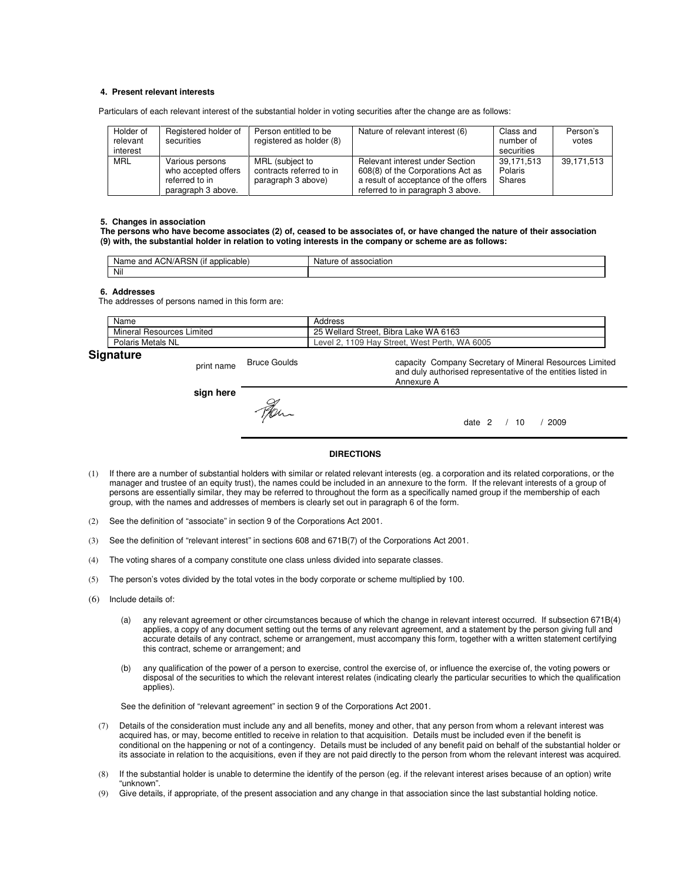#### 4. Present relevant interests

Particulars of each relevant interest of the substantial holder in voting securities after the change are as follows:

| Holder of relevant interest | Registered holder of securities | Person entitled to be registered as holder (8) | Nature of relevant interest (6) | Class and number of securities | Person's votes |
|---|---|---|---|---|---|
| MRL | Various persons who accepted offers referred to in paragraph 3 above. | MRL (subject to contracts referred to in paragraph 3 above) | Relevant interest under Section 608(8) of the Corporations Act as a result of acceptance of the offers referred to in paragraph 3 above. | 39,171,513 Polaris Shares | 39,171,513 |

#### 5. Changes in association

**The persons who have become associates (2) of, ceased to be associates of, or have changed the nature of their association (9) with, the substantial holder in relation to voting interests in the company or scheme are as follows:**

| Name and ACN/ARSN (if applicable) | Nature of association |
|---|---|
| Nil | |

#### 6. Addresses

The addresses of persons named in this form are:

| Name | Address |
|---|---|
| Mineral Resources Limited | 25 Wellard Street, Bibra Lake WA 6163 |
| Polaris Metals NL | Level 2, 1109 Hay Street, West Perth, WA 6005 |

## Signature

print name Bruce Goulds

capacity Company Secretary of Mineral Resources Limited and duly authorised representative of the entities listed in Annexure A

**sign here**

date 2 / 10 / 2009

**DIRECTIONS**

(1) If there are a number of substantial holders with similar or related relevant interests (eg. a corporation and its related corporations, or the manager and trustee of an equity trust), the names could be included in an annexure to the form. If the relevant interests of a group of persons are essentially similar, they may be referred to throughout the form as a specifically named group if the membership of each group, with the names and addresses of members is clearly set out in paragraph 6 of the form.

(2) See the definition of "associate" in section 9 of the Corporations Act 2001.

(3) See the definition of "relevant interest" in sections 608 and 671B(7) of the Corporations Act 2001.

(4) The voting shares of a company constitute one class unless divided into separate classes.

(5) The person's votes divided by the total votes in the body corporate or scheme multiplied by 100.

(6) Include details of:

(a) any relevant agreement or other circumstances because of which the change in relevant interest occurred. If subsection 671B(4) applies, a copy of any document setting out the terms of any relevant agreement, and a statement by the person giving full and accurate details of any contract, scheme or arrangement, must accompany this form, together with a written statement certifying this contract, scheme or arrangement; and

(b) any qualification of the power of a person to exercise, control the exercise of, or influence the exercise of, the voting powers or disposal of the securities to which the relevant interest relates (indicating clearly the particular securities to which the qualification applies).

See the definition of "relevant agreement" in section 9 of the Corporations Act 2001.

(7) Details of the consideration must include any and all benefits, money and other, that any person from whom a relevant interest was acquired has, or may, become entitled to receive in relation to that acquisition. Details must be included even if the benefit is conditional on the happening or not of a contingency. Details must be included of any benefit paid on behalf of the substantial holder or its associate in relation to the acquisitions, even if they are not paid directly to the person from whom the relevant interest was acquired.

(8) If the substantial holder is unable to determine the identify of the person (eg. if the relevant interest arises because of an option) write "unknown".

(9) Give details, if appropriate, of the present association and any change in that association since the last substantial holding notice.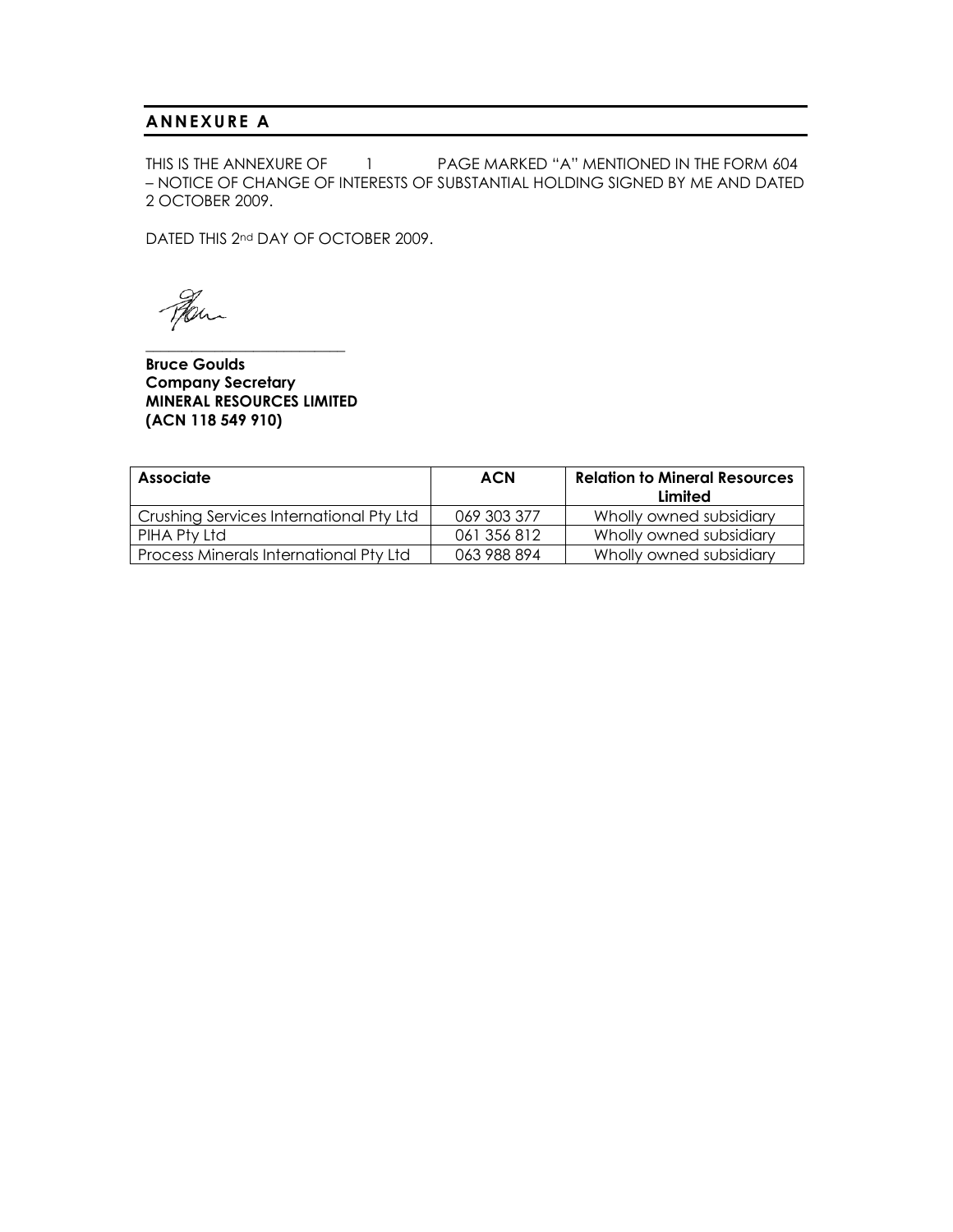## ANNEXURE A

THIS IS THE ANNEXURE OF 1 PAGE MARKED "A" MENTIONED IN THE FORM 604 – NOTICE OF CHANGE OF INTERESTS OF SUBSTANTIAL HOLDING SIGNED BY ME AND DATED 2 OCTOBER 2009.

DATED THIS 2nd DAY OF OCTOBER 2009.

\_\_\_\_\_\_\_\_\_\_\_\_\_\_\_\_\_\_\_\_\_\_\_\_\_\_

**Bruce Goulds**
**Company Secretary**
**MINERAL RESOURCES LIMITED**
**(ACN 118 549 910)**

| Associate | ACN | Relation to Mineral Resources Limited |
|---|---|---|
| Crushing Services International Pty Ltd | 069 303 377 | Wholly owned subsidiary |
| PIHA Pty Ltd | 061 356 812 | Wholly owned subsidiary |
| Process Minerals International Pty Ltd | 063 988 894 | Wholly owned subsidiary |